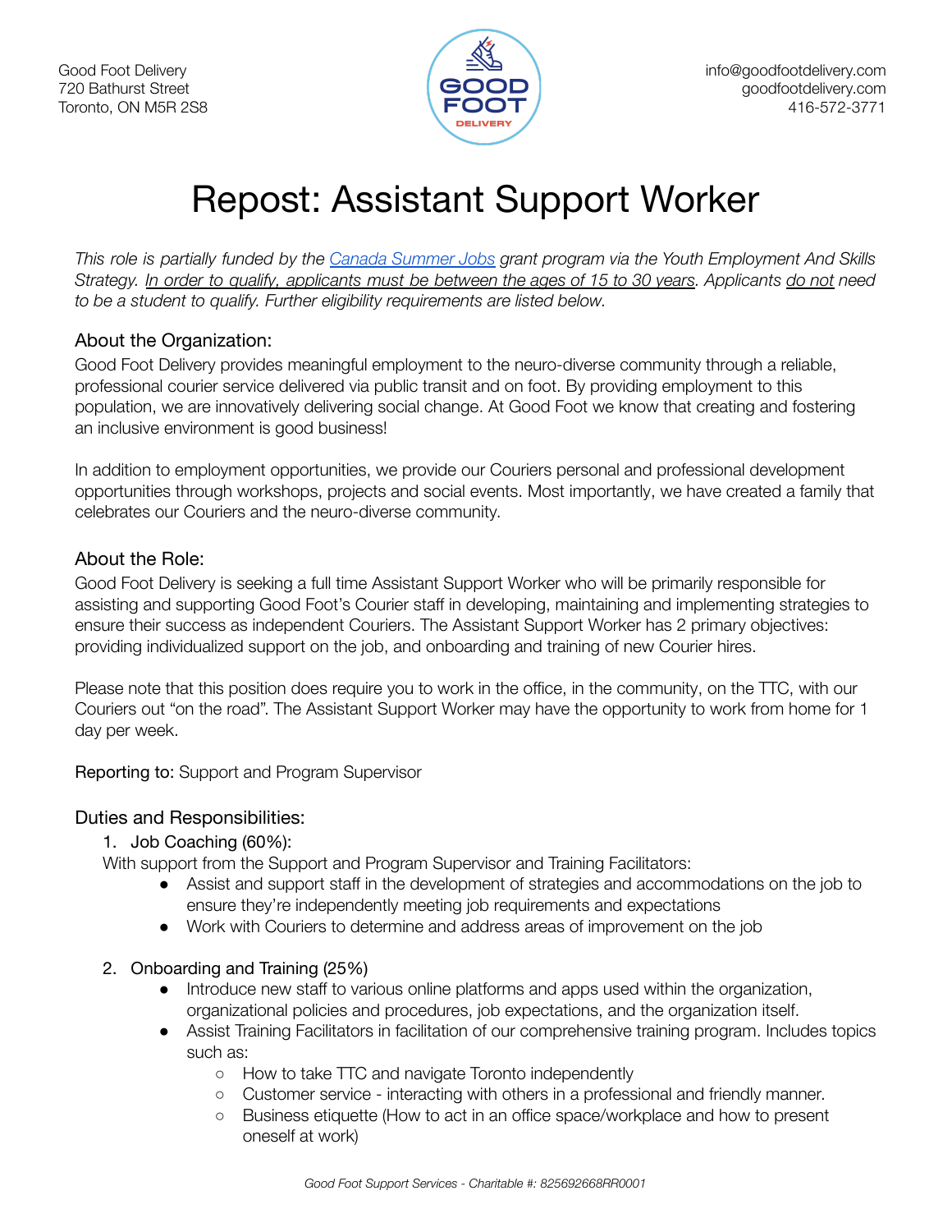Good Foot Delivery
720 Bathurst Street
Toronto, ON M5R 2S8

info@goodfootdelivery.com
goodfootdelivery.com
416-572-3771

# Repost: Assistant Support Worker

*This role is partially funded by the [Canada Summer Jobs](Canada Summer Jobs) grant program via the Youth Employment And Skills Strategy. In order to qualify, applicants must be between the ages of 15 to 30 years. Applicants do not need to be a student to qualify. Further eligibility requirements are listed below.*

## About the Organization:

Good Foot Delivery provides meaningful employment to the neuro-diverse community through a reliable, professional courier service delivered via public transit and on foot. By providing employment to this population, we are innovatively delivering social change. At Good Foot we know that creating and fostering an inclusive environment is good business!

In addition to employment opportunities, we provide our Couriers personal and professional development opportunities through workshops, projects and social events. Most importantly, we have created a family that celebrates our Couriers and the neuro-diverse community.

## About the Role:

Good Foot Delivery is seeking a full time Assistant Support Worker who will be primarily responsible for assisting and supporting Good Foot's Courier staff in developing, maintaining and implementing strategies to ensure their success as independent Couriers. The Assistant Support Worker has 2 primary objectives: providing individualized support on the job, and onboarding and training of new Courier hires.

Please note that this position does require you to work in the office, in the community, on the TTC, with our Couriers out "on the road". The Assistant Support Worker may have the opportunity to work from home for 1 day per week.

Reporting to: Support and Program Supervisor

## Duties and Responsibilities:

1. Job Coaching (60%):

With support from the Support and Program Supervisor and Training Facilitators:

- Assist and support staff in the development of strategies and accommodations on the job to ensure they're independently meeting job requirements and expectations
- Work with Couriers to determine and address areas of improvement on the job

2. Onboarding and Training (25%)
   - Introduce new staff to various online platforms and apps used within the organization, organizational policies and procedures, job expectations, and the organization itself.
   - Assist Training Facilitators in facilitation of our comprehensive training program. Includes topics such as:
     - How to take TTC and navigate Toronto independently
     - Customer service - interacting with others in a professional and friendly manner.
     - Business etiquette (How to act in an office space/workplace and how to present oneself at work)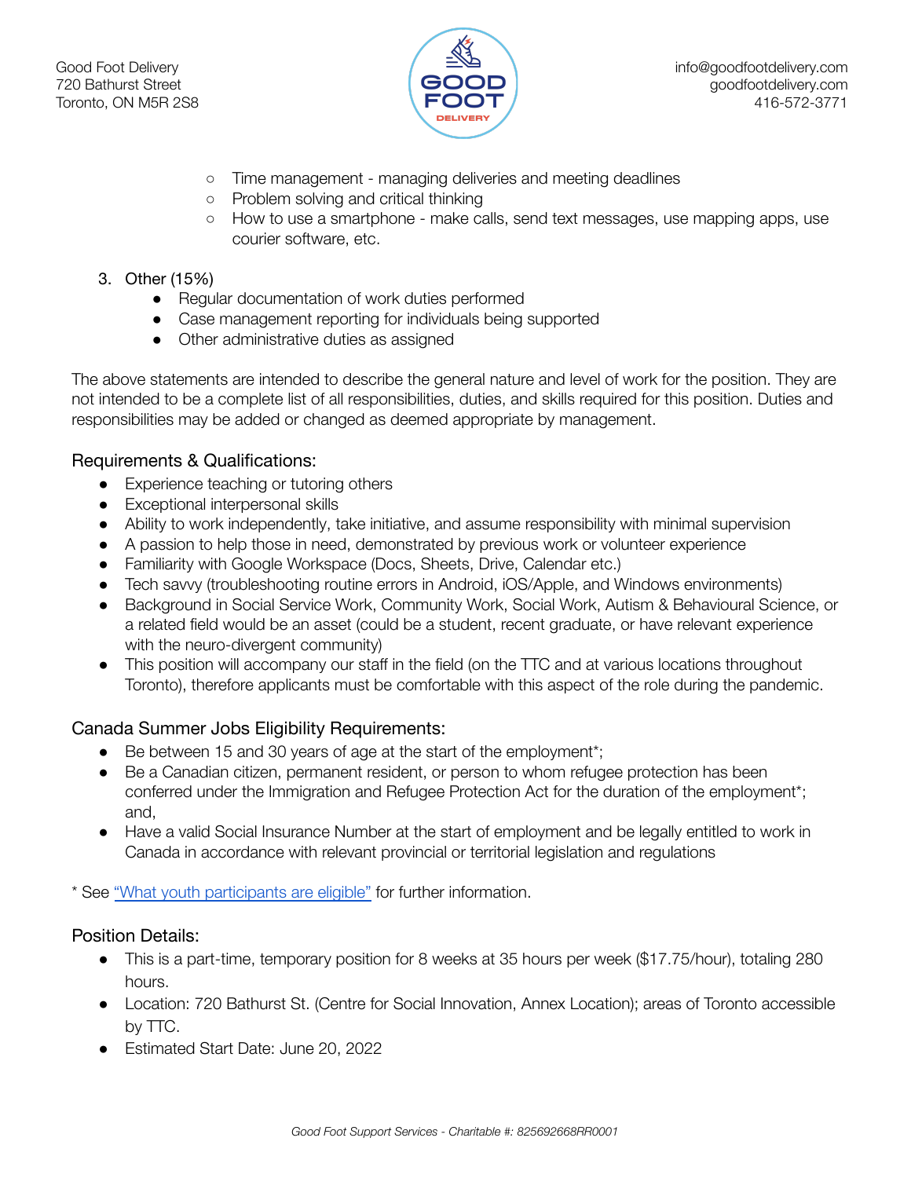- Time management - managing deliveries and meeting deadlines
- Problem solving and critical thinking
- How to use a smartphone - make calls, send text messages, use mapping apps, use courier software, etc.

3. Other (15%)
   - Regular documentation of work duties performed
   - Case management reporting for individuals being supported
   - Other administrative duties as assigned

The above statements are intended to describe the general nature and level of work for the position. They are not intended to be a complete list of all responsibilities, duties, and skills required for this position. Duties and responsibilities may be added or changed as deemed appropriate by management.

## Requirements & Qualifications:

- Experience teaching or tutoring others
- Exceptional interpersonal skills
- Ability to work independently, take initiative, and assume responsibility with minimal supervision
- A passion to help those in need, demonstrated by previous work or volunteer experience
- Familiarity with Google Workspace (Docs, Sheets, Drive, Calendar etc.)
- Tech savvy (troubleshooting routine errors in Android, iOS/Apple, and Windows environments)
- Background in Social Service Work, Community Work, Social Work, Autism & Behavioural Science, or a related field would be an asset (could be a student, recent graduate, or have relevant experience with the neuro-divergent community)
- This position will accompany our staff in the field (on the TTC and at various locations throughout Toronto), therefore applicants must be comfortable with this aspect of the role during the pandemic.

## Canada Summer Jobs Eligibility Requirements:

- Be between 15 and 30 years of age at the start of the employment*;
- Be a Canadian citizen, permanent resident, or person to whom refugee protection has been conferred under the Immigration and Refugee Protection Act for the duration of the employment*; and,
- Have a valid Social Insurance Number at the start of employment and be legally entitled to work in Canada in accordance with relevant provincial or territorial legislation and regulations

* See "What youth participants are eligible" for further information.

## Position Details:

- This is a part-time, temporary position for 8 weeks at 35 hours per week ($17.75/hour), totaling 280 hours.
- Location: 720 Bathurst St. (Centre for Social Innovation, Annex Location); areas of Toronto accessible by TTC.
- Estimated Start Date: June 20, 2022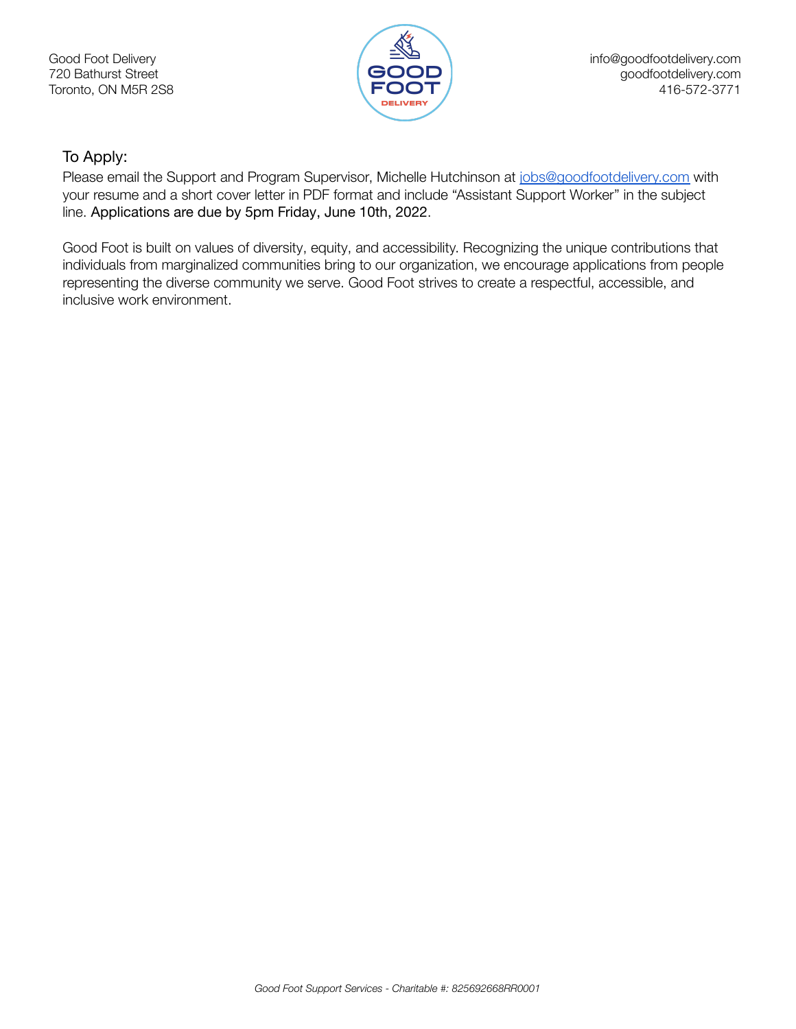Good Foot Delivery
720 Bathurst Street
Toronto, ON M5R 2S8

info@goodfootdelivery.com
goodfootdelivery.com
416-572-3771

## To Apply:

Please email the Support and Program Supervisor, Michelle Hutchinson at jobs@goodfootdelivery.com with your resume and a short cover letter in PDF format and include "Assistant Support Worker" in the subject line. Applications are due by 5pm Friday, June 10th, 2022.

Good Foot is built on values of diversity, equity, and accessibility. Recognizing the unique contributions that individuals from marginalized communities bring to our organization, we encourage applications from people representing the diverse community we serve. Good Foot strives to create a respectful, accessible, and inclusive work environment.

*Good Foot Support Services - Charitable #: 825692668RR0001*